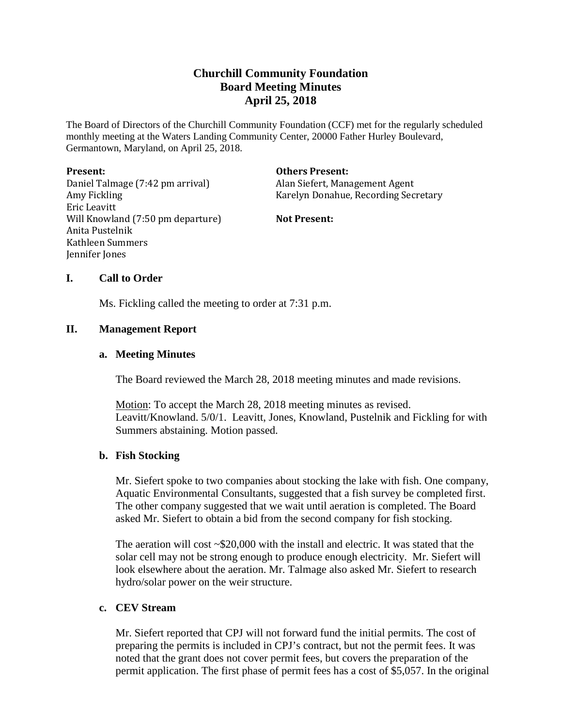# Churchill Community Foundation
## Board Meeting Minutes
## April 25, 2018

The Board of Directors of the Churchill Community Foundation (CCF) met for the regularly scheduled monthly meeting at the Waters Landing Community Center, 20000 Father Hurley Boulevard, Germantown, Maryland, on April 25, 2018.

**Present:**
Daniel Talmage (7:42 pm arrival)
Amy Fickling
Eric Leavitt
Will Knowland (7:50 pm departure)
Anita Pustelnik
Kathleen Summers
Jennifer Jones

**Others Present:**
Alan Siefert, Management Agent
Karelyn Donahue, Recording Secretary

**Not Present:**

## I. Call to Order

Ms. Fickling called the meeting to order at 7:31 p.m.

## II. Management Report

### a. Meeting Minutes

The Board reviewed the March 28, 2018 meeting minutes and made revisions.

Motion: To accept the March 28, 2018 meeting minutes as revised. Leavitt/Knowland. 5/0/1. Leavitt, Jones, Knowland, Pustelnik and Fickling for with Summers abstaining. Motion passed.

### b. Fish Stocking

Mr. Siefert spoke to two companies about stocking the lake with fish. One company, Aquatic Environmental Consultants, suggested that a fish survey be completed first. The other company suggested that we wait until aeration is completed. The Board asked Mr. Siefert to obtain a bid from the second company for fish stocking.

The aeration will cost ~$20,000 with the install and electric. It was stated that the solar cell may not be strong enough to produce enough electricity. Mr. Siefert will look elsewhere about the aeration. Mr. Talmage also asked Mr. Siefert to research hydro/solar power on the weir structure.

### c. CEV Stream

Mr. Siefert reported that CPJ will not forward fund the initial permits. The cost of preparing the permits is included in CPJ's contract, but not the permit fees. It was noted that the grant does not cover permit fees, but covers the preparation of the permit application. The first phase of permit fees has a cost of $5,057. In the original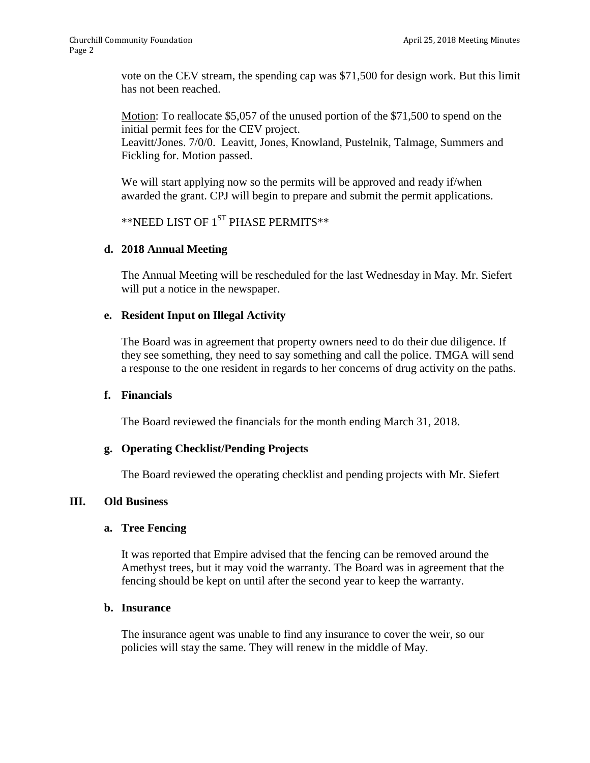vote on the CEV stream, the spending cap was $71,500 for design work. But this limit has not been reached.

Motion: To reallocate $5,057 of the unused portion of the $71,500 to spend on the initial permit fees for the CEV project.
Leavitt/Jones. 7/0/0. Leavitt, Jones, Knowland, Pustelnik, Talmage, Summers and Fickling for. Motion passed.

We will start applying now so the permits will be approved and ready if/when awarded the grant. CPJ will begin to prepare and submit the permit applications.

\*\*NEED LIST OF 1ST PHASE PERMITS\*\*

**d. 2018 Annual Meeting**

The Annual Meeting will be rescheduled for the last Wednesday in May. Mr. Siefert will put a notice in the newspaper.

**e. Resident Input on Illegal Activity**

The Board was in agreement that property owners need to do their due diligence. If they see something, they need to say something and call the police. TMGA will send a response to the one resident in regards to her concerns of drug activity on the paths.

**f. Financials**

The Board reviewed the financials for the month ending March 31, 2018.

**g. Operating Checklist/Pending Projects**

The Board reviewed the operating checklist and pending projects with Mr. Siefert

## III. Old Business

**a. Tree Fencing**

It was reported that Empire advised that the fencing can be removed around the Amethyst trees, but it may void the warranty. The Board was in agreement that the fencing should be kept on until after the second year to keep the warranty.

**b. Insurance**

The insurance agent was unable to find any insurance to cover the weir, so our policies will stay the same. They will renew in the middle of May.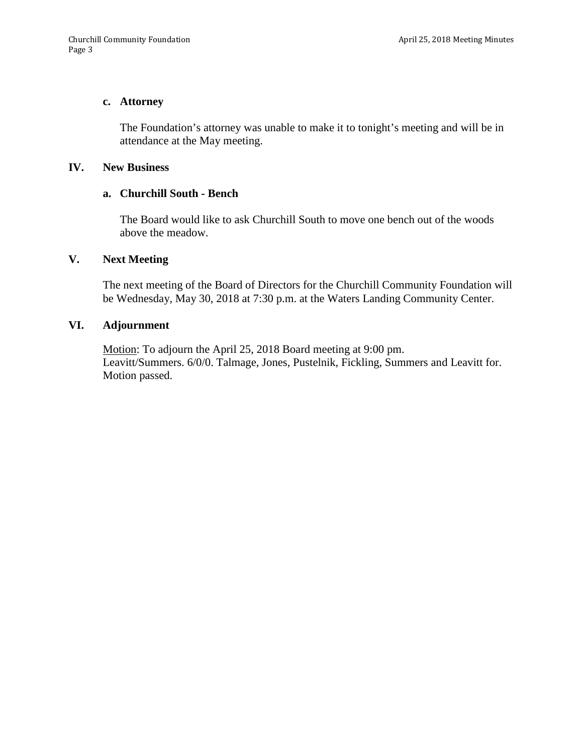### c. Attorney

The Foundation's attorney was unable to make it to tonight's meeting and will be in attendance at the May meeting.

## IV. New Business

### a. Churchill South - Bench

The Board would like to ask Churchill South to move one bench out of the woods above the meadow.

## V. Next Meeting

The next meeting of the Board of Directors for the Churchill Community Foundation will be Wednesday, May 30, 2018 at 7:30 p.m. at the Waters Landing Community Center.

## VI. Adjournment

<u>Motion</u>: To adjourn the April 25, 2018 Board meeting at 9:00 pm.
Leavitt/Summers. 6/0/0. Talmage, Jones, Pustelnik, Fickling, Summers and Leavitt for. Motion passed.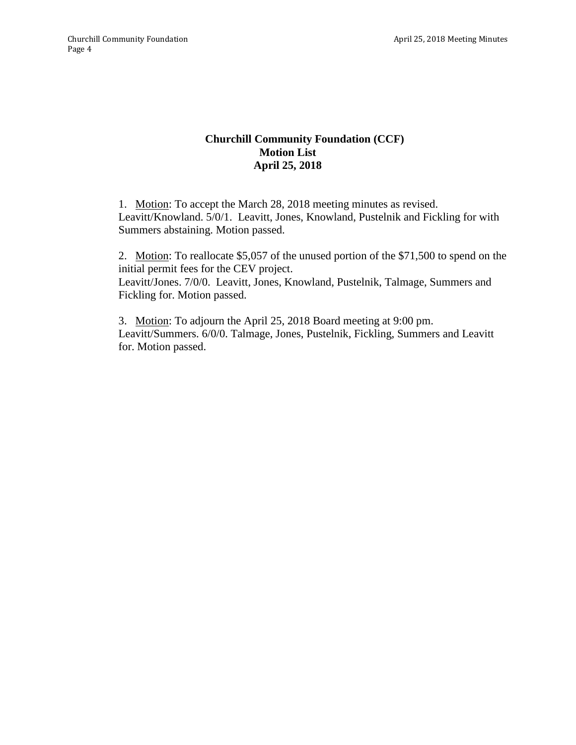**Churchill Community Foundation (CCF)**
**Motion List**
**April 25, 2018**

1. Motion: To accept the March 28, 2018 meeting minutes as revised. Leavitt/Knowland. 5/0/1. Leavitt, Jones, Knowland, Pustelnik and Fickling for with Summers abstaining. Motion passed.

2. Motion: To reallocate $5,057 of the unused portion of the $71,500 to spend on the initial permit fees for the CEV project.
Leavitt/Jones. 7/0/0. Leavitt, Jones, Knowland, Pustelnik, Talmage, Summers and Fickling for. Motion passed.

3. Motion: To adjourn the April 25, 2018 Board meeting at 9:00 pm.
Leavitt/Summers. 6/0/0. Talmage, Jones, Pustelnik, Fickling, Summers and Leavitt for. Motion passed.